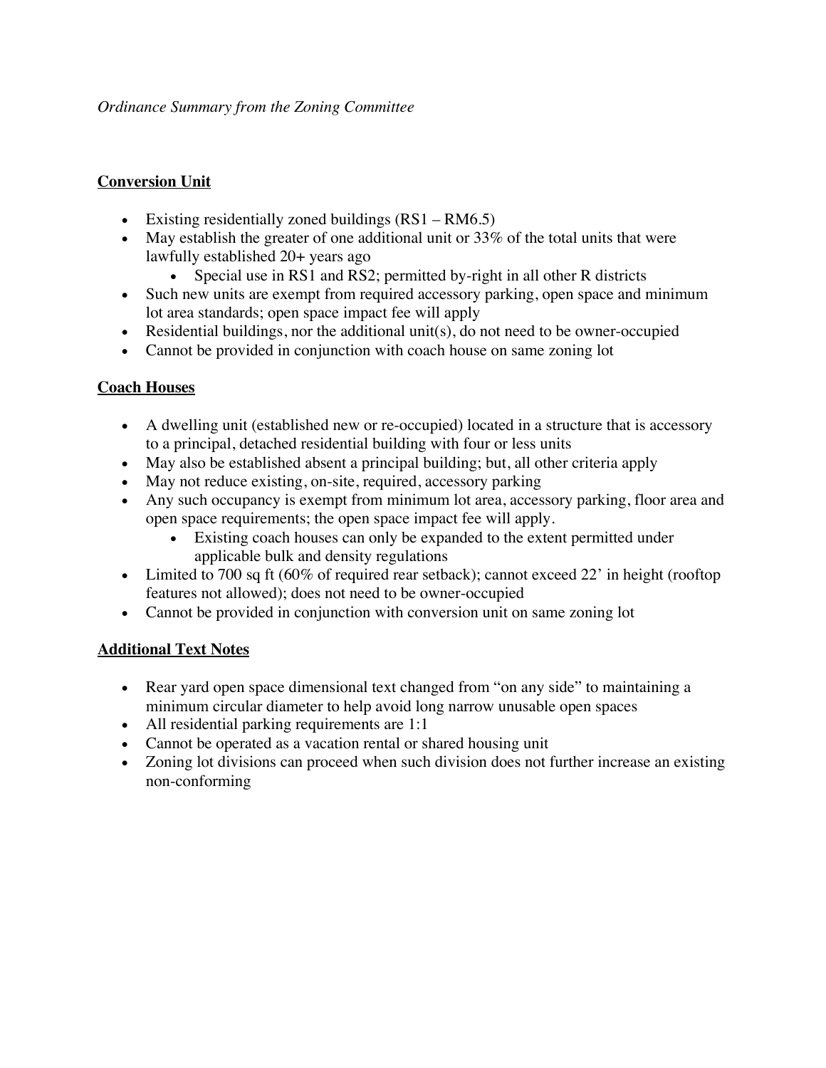*Ordinance Summary from the Zoning Committee*

**Conversion Unit**

- Existing residentially zoned buildings (RS1 – RM6.5)
- May establish the greater of one additional unit or 33% of the total units that were lawfully established 20+ years ago
  - Special use in RS1 and RS2; permitted by-right in all other R districts
- Such new units are exempt from required accessory parking, open space and minimum lot area standards; open space impact fee will apply
- Residential buildings, nor the additional unit(s), do not need to be owner-occupied
- Cannot be provided in conjunction with coach house on same zoning lot

**Coach Houses**

- A dwelling unit (established new or re-occupied) located in a structure that is accessory to a principal, detached residential building with four or less units
- May also be established absent a principal building; but, all other criteria apply
- May not reduce existing, on-site, required, accessory parking
- Any such occupancy is exempt from minimum lot area, accessory parking, floor area and open space requirements; the open space impact fee will apply.
  - Existing coach houses can only be expanded to the extent permitted under applicable bulk and density regulations
- Limited to 700 sq ft (60% of required rear setback); cannot exceed 22' in height (rooftop features not allowed); does not need to be owner-occupied
- Cannot be provided in conjunction with conversion unit on same zoning lot

**Additional Text Notes**

- Rear yard open space dimensional text changed from "on any side" to maintaining a minimum circular diameter to help avoid long narrow unusable open spaces
- All residential parking requirements are 1:1
- Cannot be operated as a vacation rental or shared housing unit
- Zoning lot divisions can proceed when such division does not further increase an existing non-conforming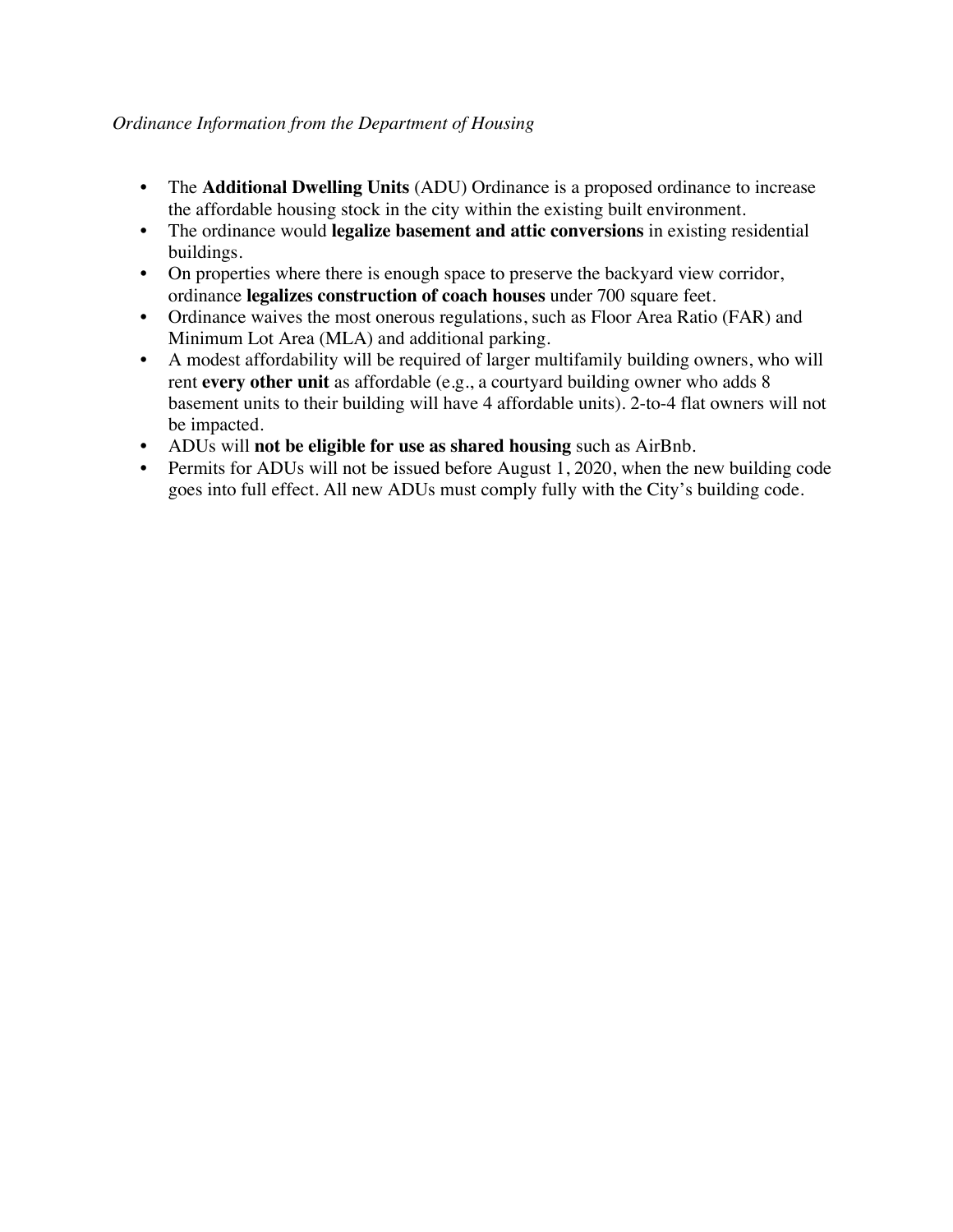*Ordinance Information from the Department of Housing*

- The **Additional Dwelling Units** (ADU) Ordinance is a proposed ordinance to increase the affordable housing stock in the city within the existing built environment.
- The ordinance would **legalize basement and attic conversions** in existing residential buildings.
- On properties where there is enough space to preserve the backyard view corridor, ordinance **legalizes construction of coach houses** under 700 square feet.
- Ordinance waives the most onerous regulations, such as Floor Area Ratio (FAR) and Minimum Lot Area (MLA) and additional parking.
- A modest affordability will be required of larger multifamily building owners, who will rent **every other unit** as affordable (e.g., a courtyard building owner who adds 8 basement units to their building will have 4 affordable units). 2-to-4 flat owners will not be impacted.
- ADUs will **not be eligible for use as shared housing** such as AirBnb.
- Permits for ADUs will not be issued before August 1, 2020, when the new building code goes into full effect. All new ADUs must comply fully with the City's building code.